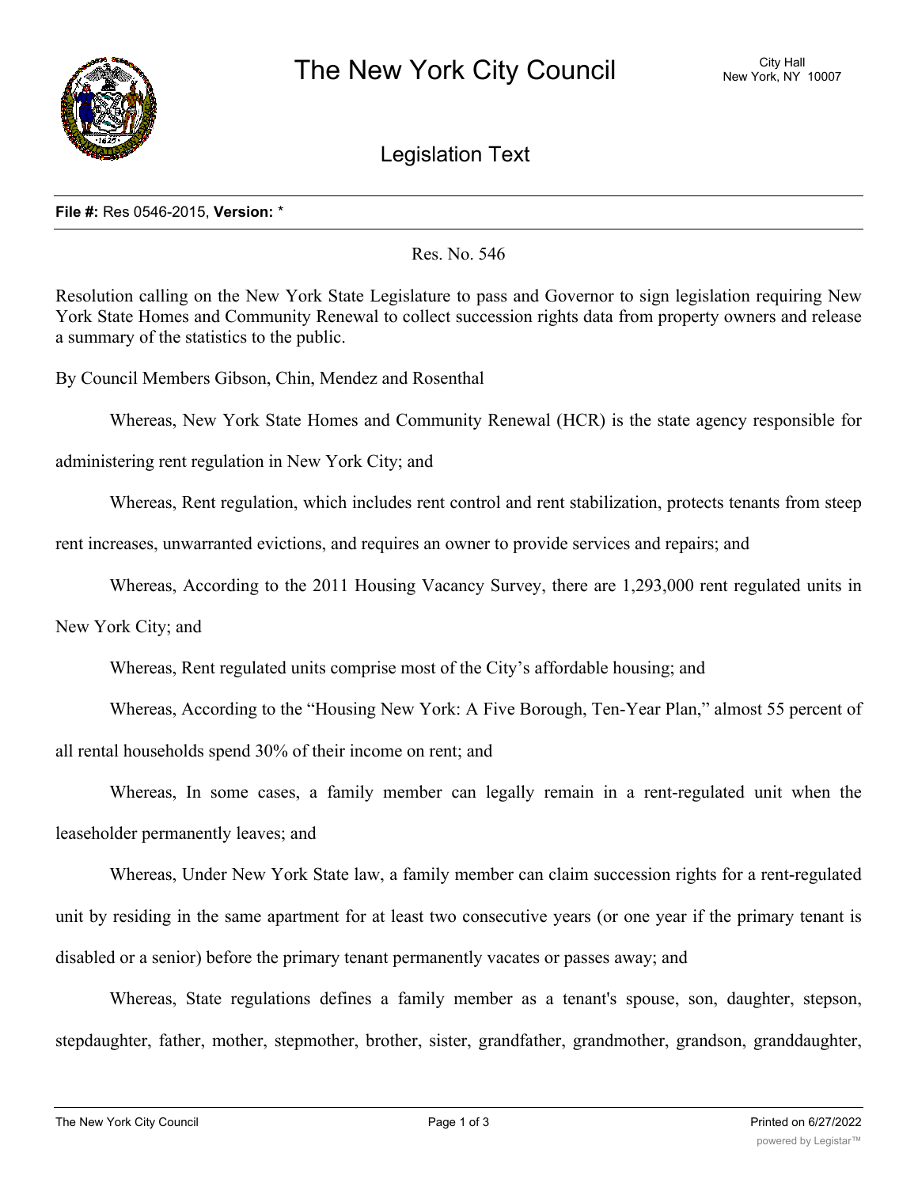**File #:** Res 0546-2015, **Version:** *

Res. No. 546

Resolution calling on the New York State Legislature to pass and Governor to sign legislation requiring New York State Homes and Community Renewal to collect succession rights data from property owners and release a summary of the statistics to the public.

By Council Members Gibson, Chin, Mendez and Rosenthal

Whereas, New York State Homes and Community Renewal (HCR) is the state agency responsible for administering rent regulation in New York City; and

Whereas, Rent regulation, which includes rent control and rent stabilization, protects tenants from steep rent increases, unwarranted evictions, and requires an owner to provide services and repairs; and

Whereas, According to the 2011 Housing Vacancy Survey, there are 1,293,000 rent regulated units in New York City; and

Whereas, Rent regulated units comprise most of the City's affordable housing; and

Whereas, According to the "Housing New York: A Five Borough, Ten-Year Plan," almost 55 percent of all rental households spend 30% of their income on rent; and

Whereas, In some cases, a family member can legally remain in a rent-regulated unit when the leaseholder permanently leaves; and

Whereas, Under New York State law, a family member can claim succession rights for a rent-regulated unit by residing in the same apartment for at least two consecutive years (or one year if the primary tenant is disabled or a senior) before the primary tenant permanently vacates or passes away; and

Whereas, State regulations defines a family member as a tenant's spouse, son, daughter, stepson, stepdaughter, father, mother, stepmother, brother, sister, grandfather, grandmother, grandson, granddaughter,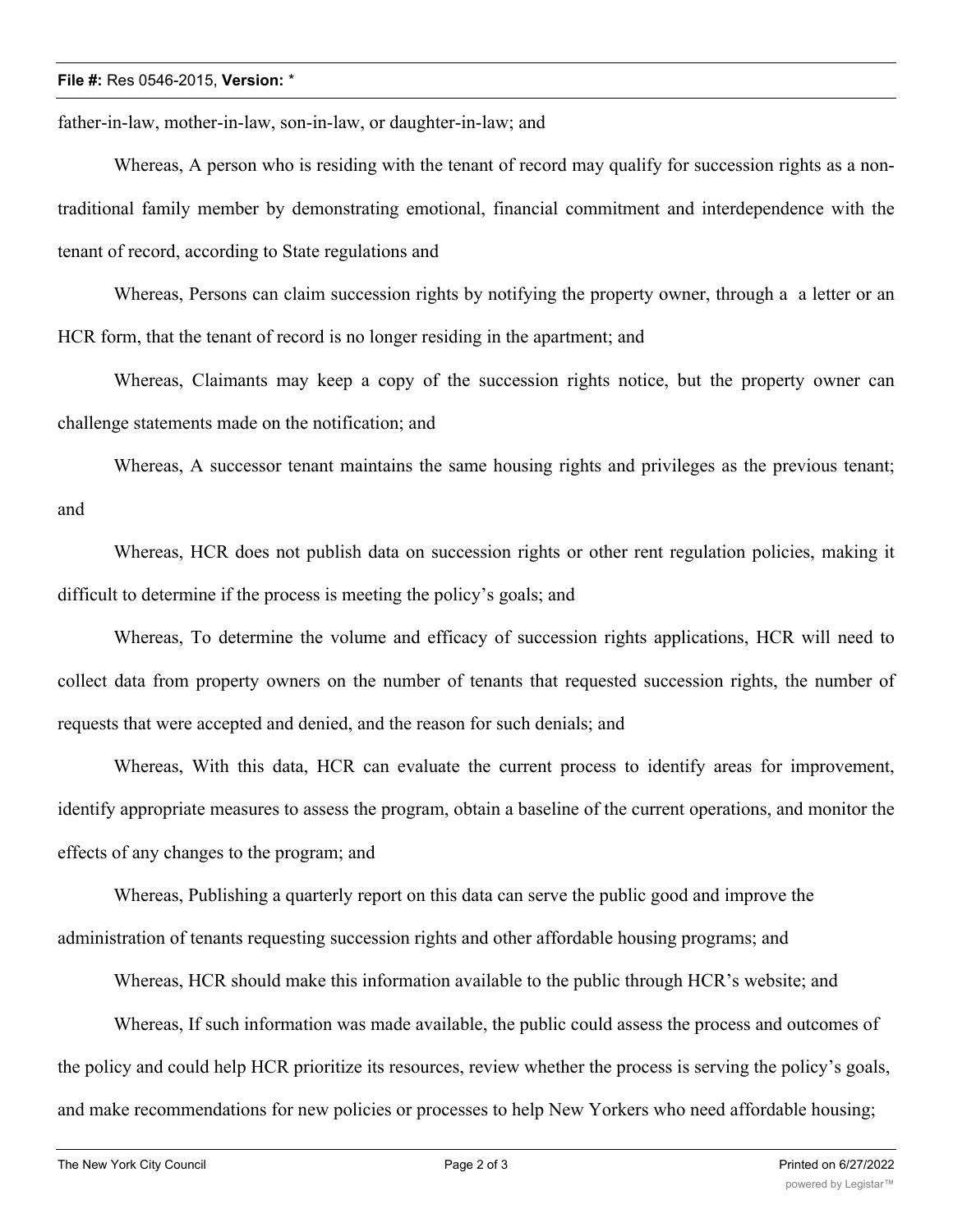father-in-law, mother-in-law, son-in-law, or daughter-in-law; and

Whereas, A person who is residing with the tenant of record may qualify for succession rights as a non-traditional family member by demonstrating emotional, financial commitment and interdependence with the tenant of record, according to State regulations and

Whereas, Persons can claim succession rights by notifying the property owner, through a  a letter or an HCR form, that the tenant of record is no longer residing in the apartment; and

Whereas, Claimants may keep a copy of the succession rights notice, but the property owner can challenge statements made on the notification; and

Whereas, A successor tenant maintains the same housing rights and privileges as the previous tenant; and

Whereas, HCR does not publish data on succession rights or other rent regulation policies, making it difficult to determine if the process is meeting the policy's goals; and

Whereas, To determine the volume and efficacy of succession rights applications, HCR will need to collect data from property owners on the number of tenants that requested succession rights, the number of requests that were accepted and denied, and the reason for such denials; and

Whereas, With this data, HCR can evaluate the current process to identify areas for improvement, identify appropriate measures to assess the program, obtain a baseline of the current operations, and monitor the effects of any changes to the program; and

Whereas, Publishing a quarterly report on this data can serve the public good and improve the administration of tenants requesting succession rights and other affordable housing programs; and

Whereas, HCR should make this information available to the public through HCR's website; and

Whereas, If such information was made available, the public could assess the process and outcomes of the policy and could help HCR prioritize its resources, review whether the process is serving the policy's goals, and make recommendations for new policies or processes to help New Yorkers who need affordable housing;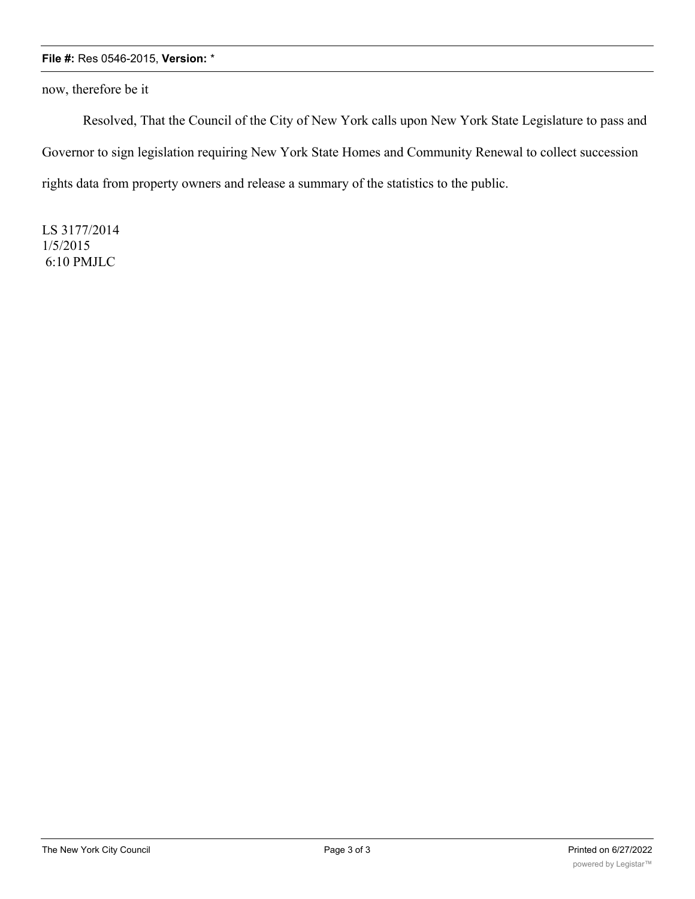now, therefore be it

Resolved, That the Council of the City of New York calls upon New York State Legislature to pass and Governor to sign legislation requiring New York State Homes and Community Renewal to collect succession rights data from property owners and release a summary of the statistics to the public.

LS 3177/2014
1/5/2015
6:10 PMJLC